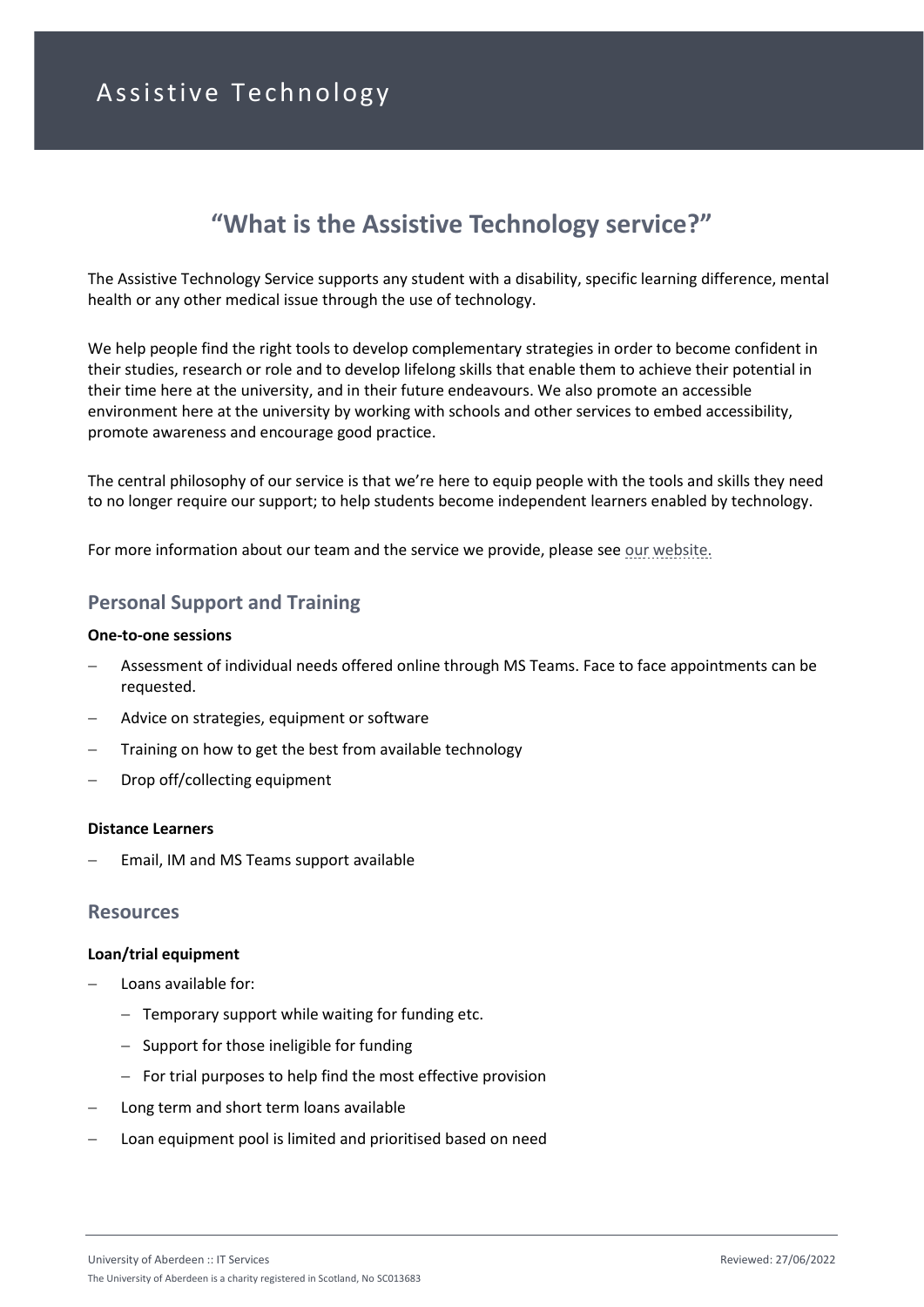# Assistive Technology

## "What is the Assistive Technology service?"

The Assistive Technology Service supports any student with a disability, specific learning difference, mental health or any other medical issue through the use of technology.

We help people find the right tools to develop complementary strategies in order to become confident in their studies, research or role and to develop lifelong skills that enable them to achieve their potential in their time here at the university, and in their future endeavours. We also promote an accessible environment here at the university by working with schools and other services to embed accessibility, promote awareness and encourage good practice.

The central philosophy of our service is that we're here to equip people with the tools and skills they need to no longer require our support; to help students become independent learners enabled by technology.

For more information about our team and the service we provide, please see our website.

### Personal Support and Training

**One-to-one sessions**

- Assessment of individual needs offered online through MS Teams. Face to face appointments can be requested.
- Advice on strategies, equipment or software
- Training on how to get the best from available technology
- Drop off/collecting equipment

**Distance Learners**

- Email, IM and MS Teams support available

### Resources

**Loan/trial equipment**

- Loans available for:
  - Temporary support while waiting for funding etc.
  - Support for those ineligible for funding
  - For trial purposes to help find the most effective provision
- Long term and short term loans available
- Loan equipment pool is limited and prioritised based on need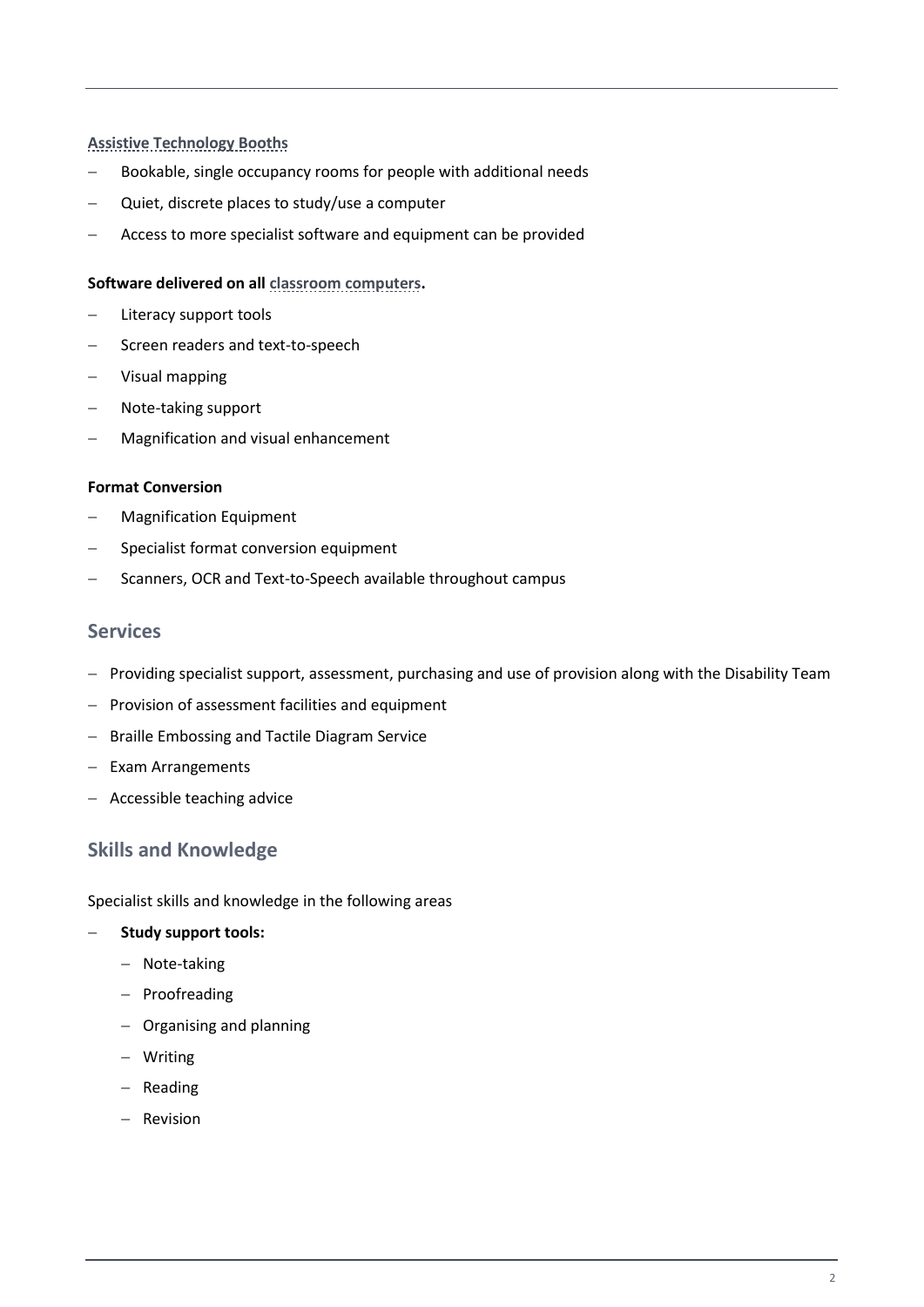**Assistive Technology Booths**

- Bookable, single occupancy rooms for people with additional needs
- Quiet, discrete places to study/use a computer
- Access to more specialist software and equipment can be provided

**Software delivered on all classroom computers.**

- Literacy support tools
- Screen readers and text-to-speech
- Visual mapping
- Note-taking support
- Magnification and visual enhancement

**Format Conversion**

- Magnification Equipment
- Specialist format conversion equipment
- Scanners, OCR and Text-to-Speech available throughout campus

## Services

- Providing specialist support, assessment, purchasing and use of provision along with the Disability Team
- Provision of assessment facilities and equipment
- Braille Embossing and Tactile Diagram Service
- Exam Arrangements
- Accessible teaching advice

## Skills and Knowledge

Specialist skills and knowledge in the following areas

- **Study support tools:**
  - Note-taking
  - Proofreading
  - Organising and planning
  - Writing
  - Reading
  - Revision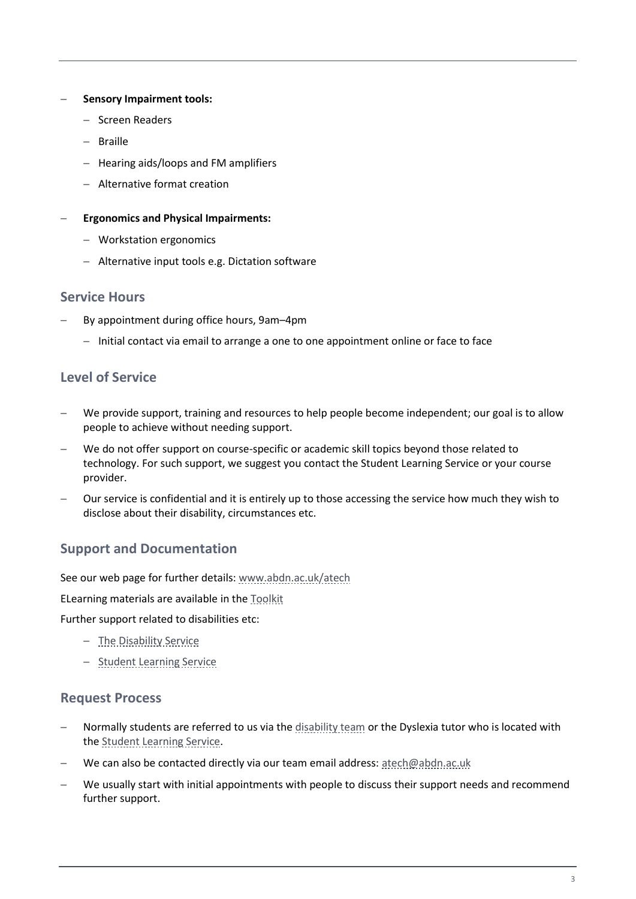- **Sensory Impairment tools:**
  - Screen Readers
  - Braille
  - Hearing aids/loops and FM amplifiers
  - Alternative format creation

- **Ergonomics and Physical Impairments:**
  - Workstation ergonomics
  - Alternative input tools e.g. Dictation software

## Service Hours

- By appointment during office hours, 9am–4pm
  - Initial contact via email to arrange a one to one appointment online or face to face

## Level of Service

- We provide support, training and resources to help people become independent; our goal is to allow people to achieve without needing support.
- We do not offer support on course-specific or academic skill topics beyond those related to technology. For such support, we suggest you contact the Student Learning Service or your course provider.
- Our service is confidential and it is entirely up to those accessing the service how much they wish to disclose about their disability, circumstances etc.

## Support and Documentation

See our web page for further details: www.abdn.ac.uk/atech

ELearning materials are available in the Toolkit

Further support related to disabilities etc:

- The Disability Service
- Student Learning Service

## Request Process

- Normally students are referred to us via the disability team or the Dyslexia tutor who is located with the Student Learning Service.
- We can also be contacted directly via our team email address: atech@abdn.ac.uk
- We usually start with initial appointments with people to discuss their support needs and recommend further support.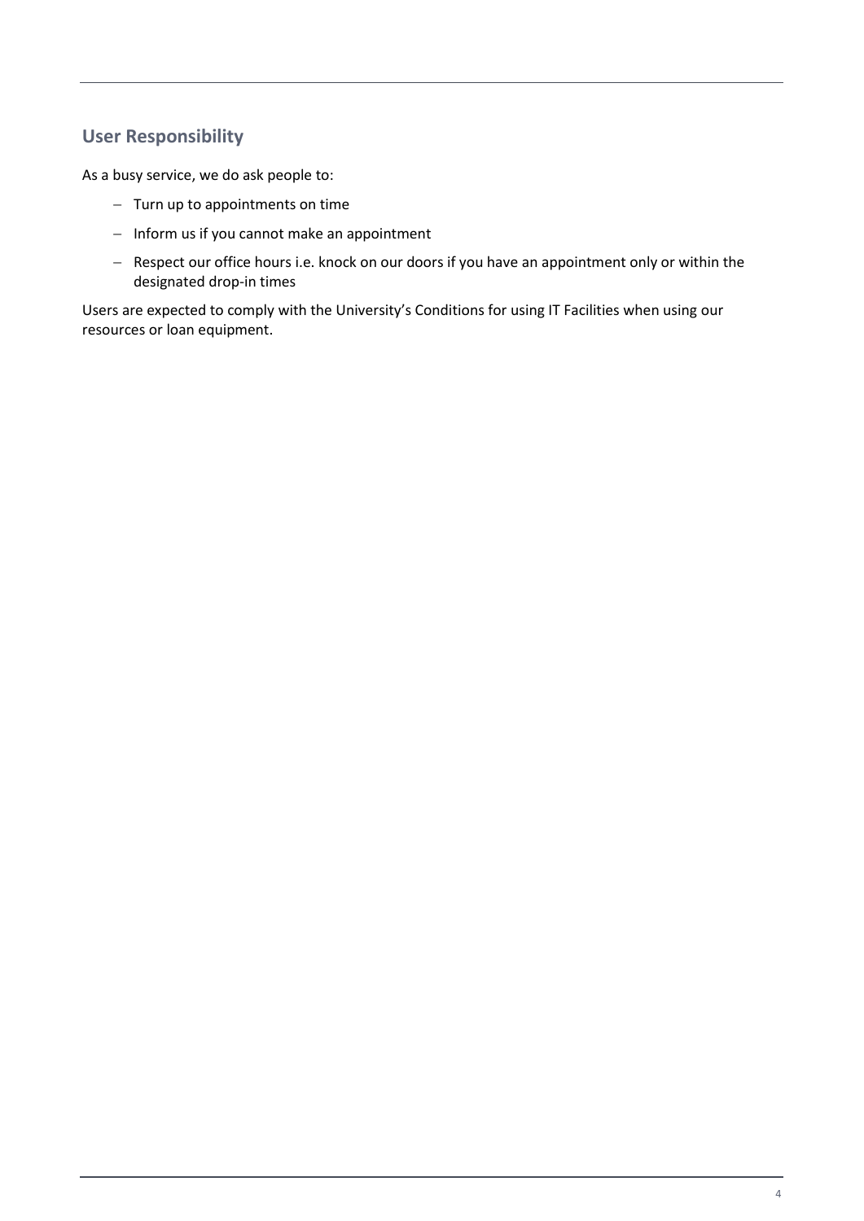## User Responsibility

As a busy service, we do ask people to:

- Turn up to appointments on time
- Inform us if you cannot make an appointment
- Respect our office hours i.e. knock on our doors if you have an appointment only or within the designated drop-in times

Users are expected to comply with the University's Conditions for using IT Facilities when using our resources or loan equipment.